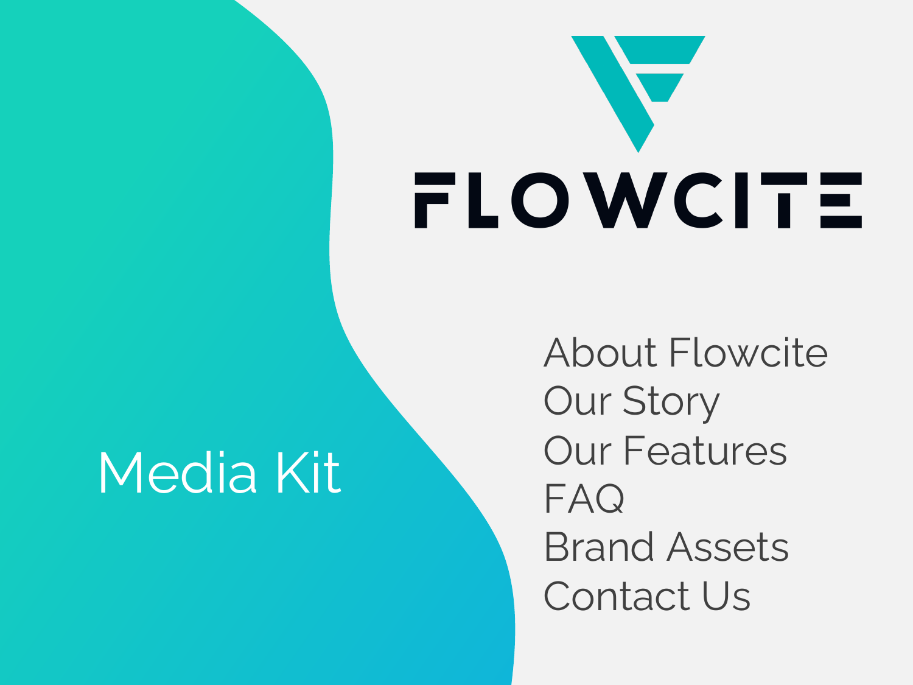# FLOWCITE

## Media Kit

- About Flowcite
- Our Story
- Our Features
- FAQ
- Brand Assets
- Contact Us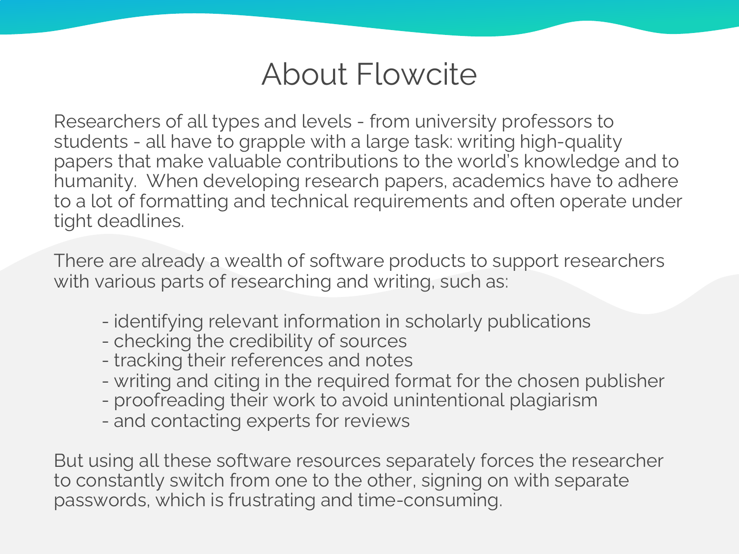# About Flowcite

Researchers of all types and levels - from university professors to students - all have to grapple with a large task: writing high-quality papers that make valuable contributions to the world's knowledge and to humanity. When developing research papers, academics have to adhere to a lot of formatting and technical requirements and often operate under tight deadlines.

There are already a wealth of software products to support researchers with various parts of researching and writing, such as:

- identifying relevant information in scholarly publications
- checking the credibility of sources
- tracking their references and notes
- writing and citing in the required format for the chosen publisher
- proofreading their work to avoid unintentional plagiarism
- and contacting experts for reviews

But using all these software resources separately forces the researcher to constantly switch from one to the other, signing on with separate passwords, which is frustrating and time-consuming.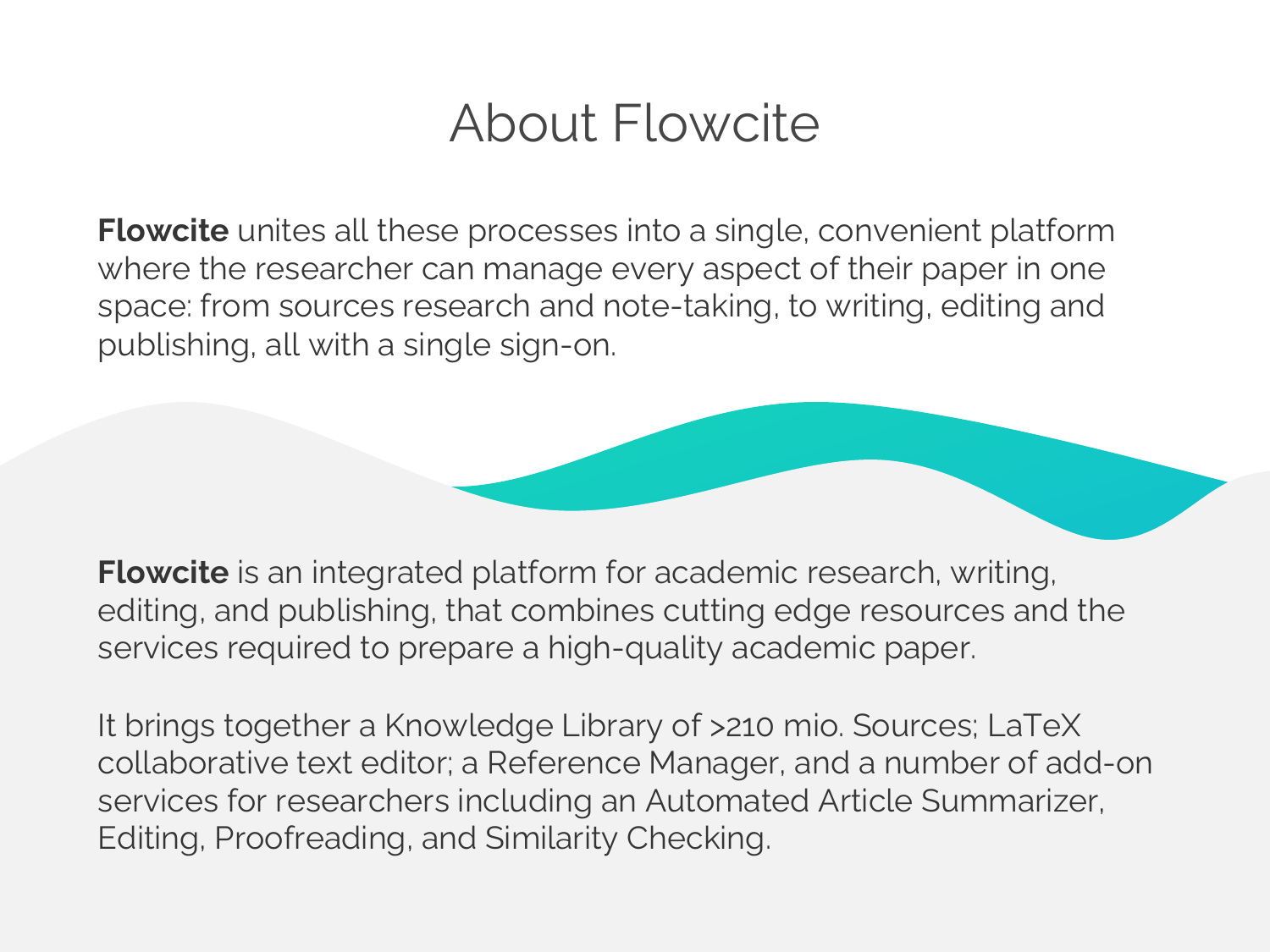# About Flowcite

**Flowcite** unites all these processes into a single, convenient platform where the researcher can manage every aspect of their paper in one space: from sources research and note-taking, to writing, editing and publishing, all with a single sign-on.

**Flowcite** is an integrated platform for academic research, writing, editing, and publishing, that combines cutting edge resources and the services required to prepare a high-quality academic paper.

It brings together a Knowledge Library of >210 mio. Sources; LaTeX collaborative text editor; a Reference Manager, and a number of add-on services for researchers including an Automated Article Summarizer, Editing, Proofreading, and Similarity Checking.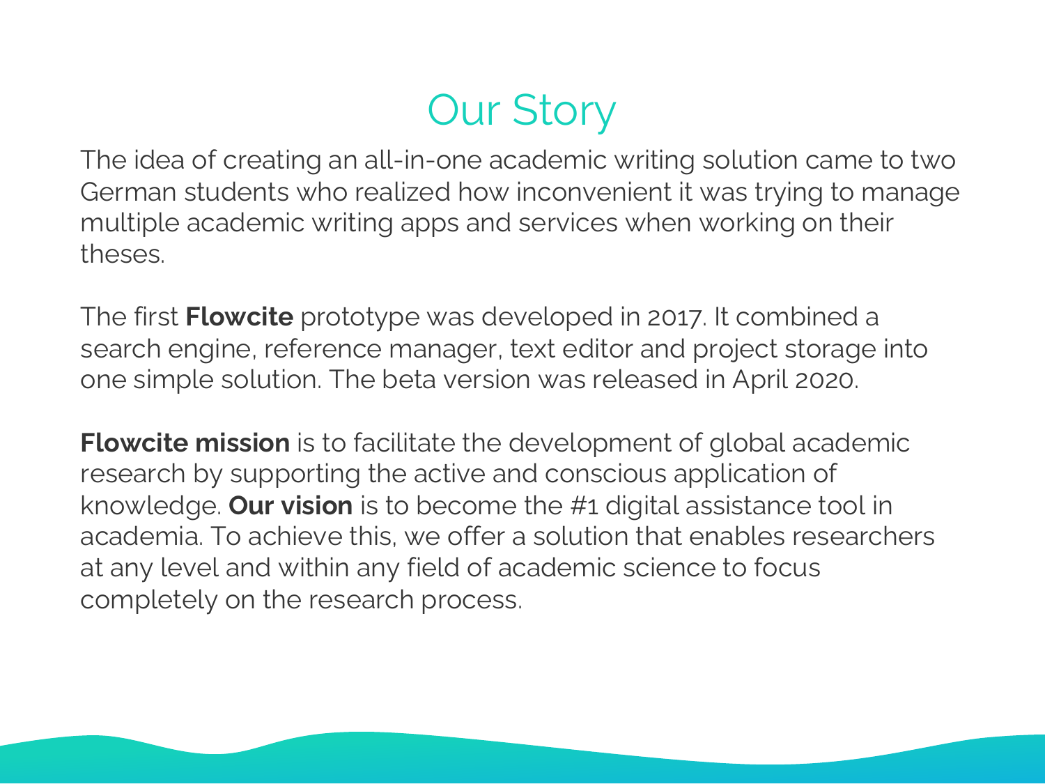# Our Story

The idea of creating an all-in-one academic writing solution came to two German students who realized how inconvenient it was trying to manage multiple academic writing apps and services when working on their theses.

The first **Flowcite** prototype was developed in 2017. It combined a search engine, reference manager, text editor and project storage into one simple solution. The beta version was released in April 2020.

**Flowcite mission** is to facilitate the development of global academic research by supporting the active and conscious application of knowledge. **Our vision** is to become the #1 digital assistance tool in academia. To achieve this, we offer a solution that enables researchers at any level and within any field of academic science to focus completely on the research process.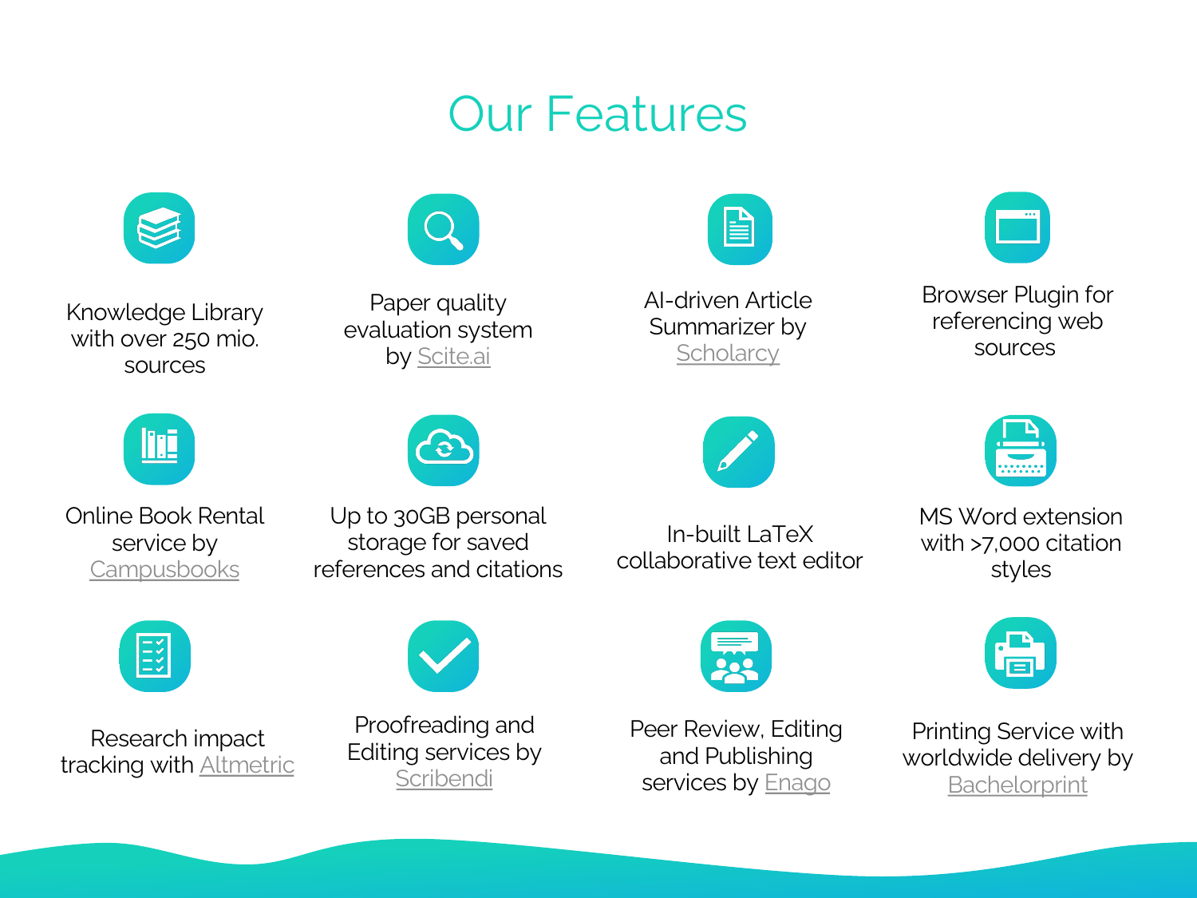# Our Features

- Knowledge Library with over 250 mio. sources
- Paper quality evaluation system by Scite.ai
- AI-driven Article Summarizer by Scholarcy
- Browser Plugin for referencing web sources
- Online Book Rental service by Campusbooks
- Up to 30GB personal storage for saved references and citations
- In-built LaTeX collaborative text editor
- MS Word extension with >7,000 citation styles
- Research impact tracking with Altmetric
- Proofreading and Editing services by Scribendi
- Peer Review, Editing and Publishing services by Enago
- Printing Service with worldwide delivery by Bachelorprint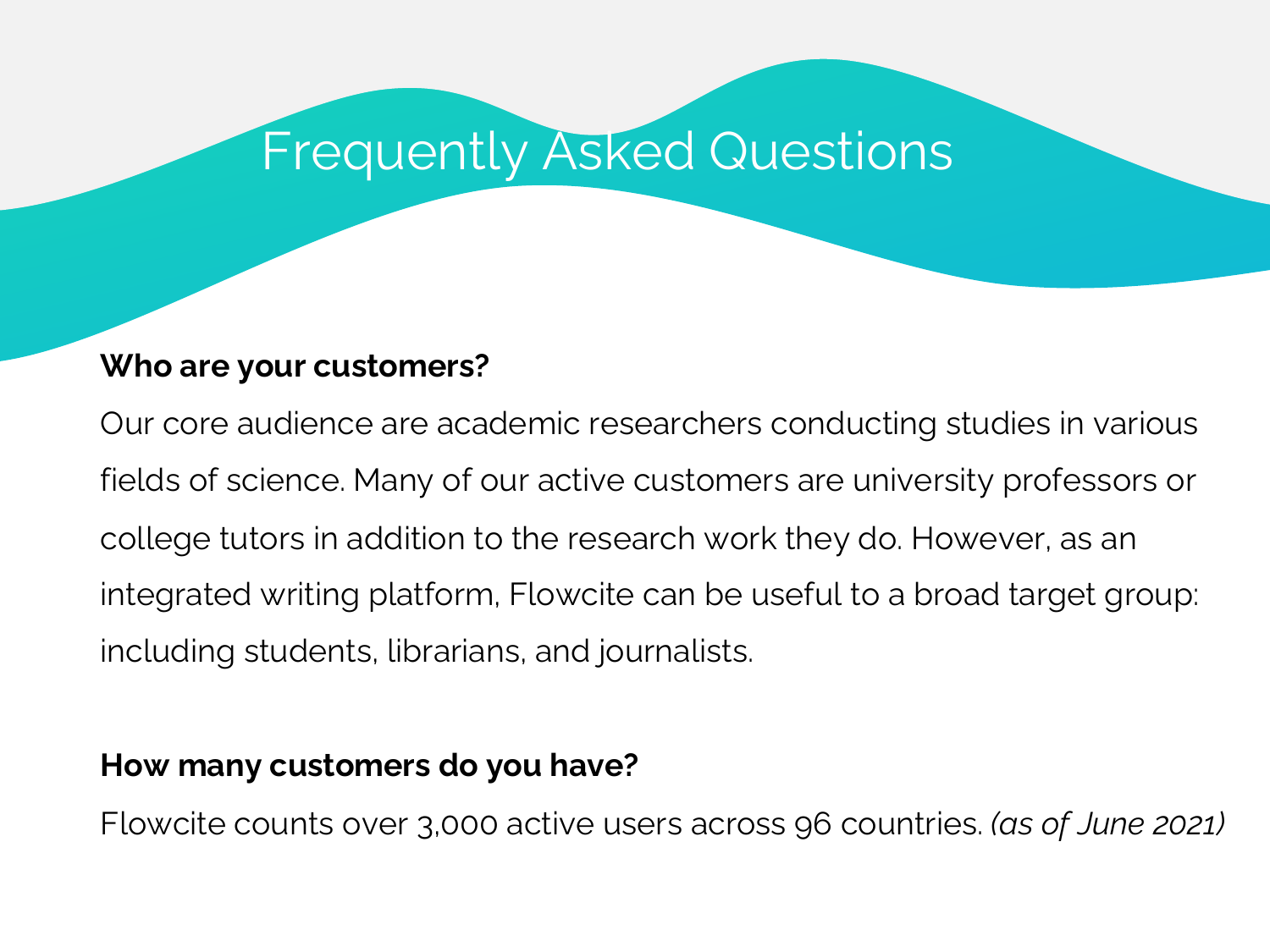# Frequently Asked Questions

**Who are your customers?**

Our core audience are academic researchers conducting studies in various fields of science. Many of our active customers are university professors or college tutors in addition to the research work they do. However, as an integrated writing platform, Flowcite can be useful to a broad target group: including students, librarians, and journalists.

**How many customers do you have?**

Flowcite counts over 3,000 active users across 96 countries. *(as of June 2021)*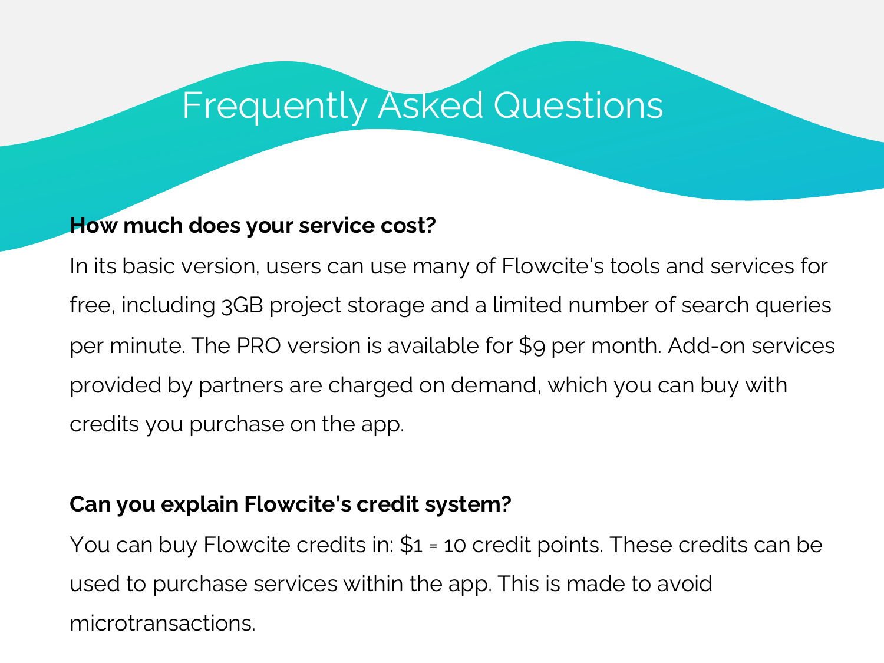# Frequently Asked Questions

**How much does your service cost?**

In its basic version, users can use many of Flowcite's tools and services for free, including 3GB project storage and a limited number of search queries per minute. The PRO version is available for $9 per month. Add-on services provided by partners are charged on demand, which you can buy with credits you purchase on the app.

**Can you explain Flowcite's credit system?**

You can buy Flowcite credits in: $1 = 10 credit points. These credits can be used to purchase services within the app. This is made to avoid microtransactions.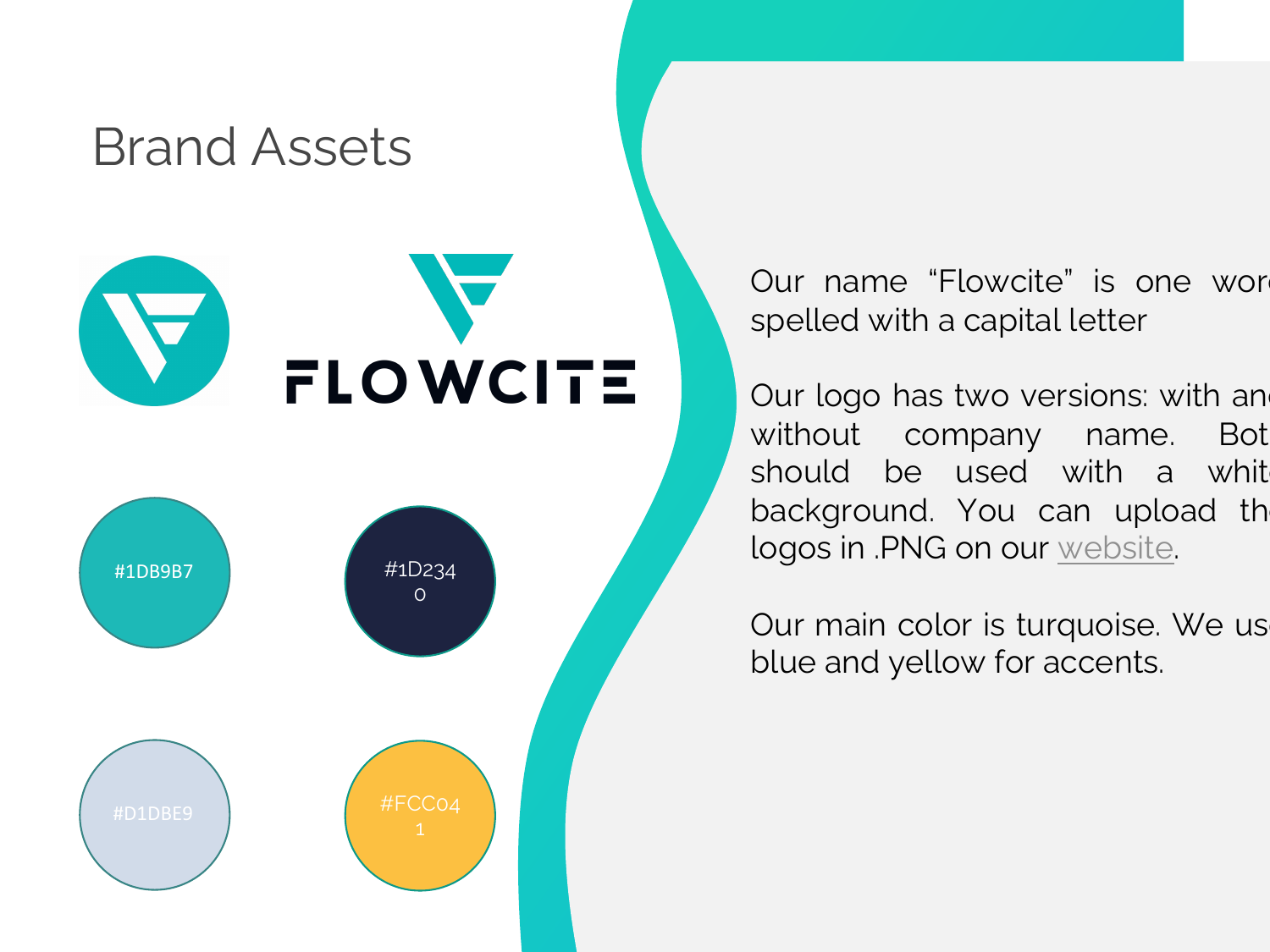# Brand Assets

FLOWCITE

#1DB9B7

#1D2340

#D1DBE9

#FCC041

Our name “Flowcite” is one wor
spelled with a capital letter

Our logo has two versions: with an
without company name. Bot
should be used with a whit
background. You can upload th
logos in .PNG on our website.

Our main color is turquoise. We us
blue and yellow for accents.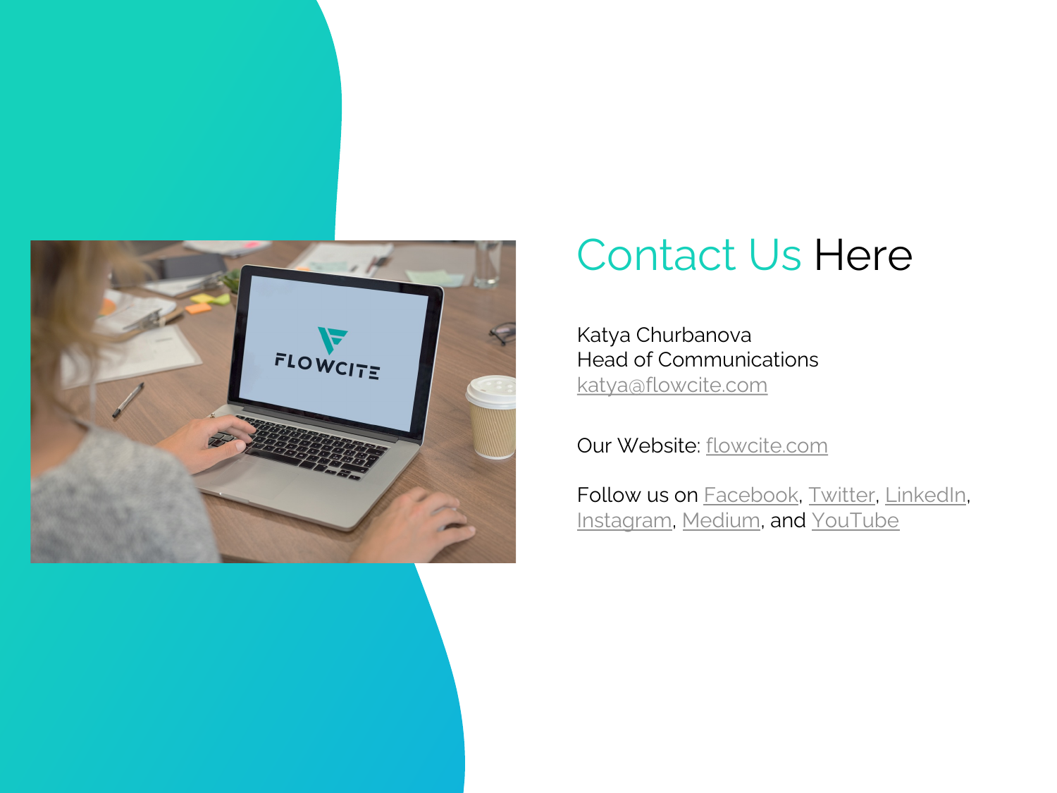# Contact Us Here

Katya Churbanova
Head of Communications
katya@flowcite.com

Our Website: flowcite.com

Follow us on Facebook, Twitter, LinkedIn, Instagram, Medium, and YouTube